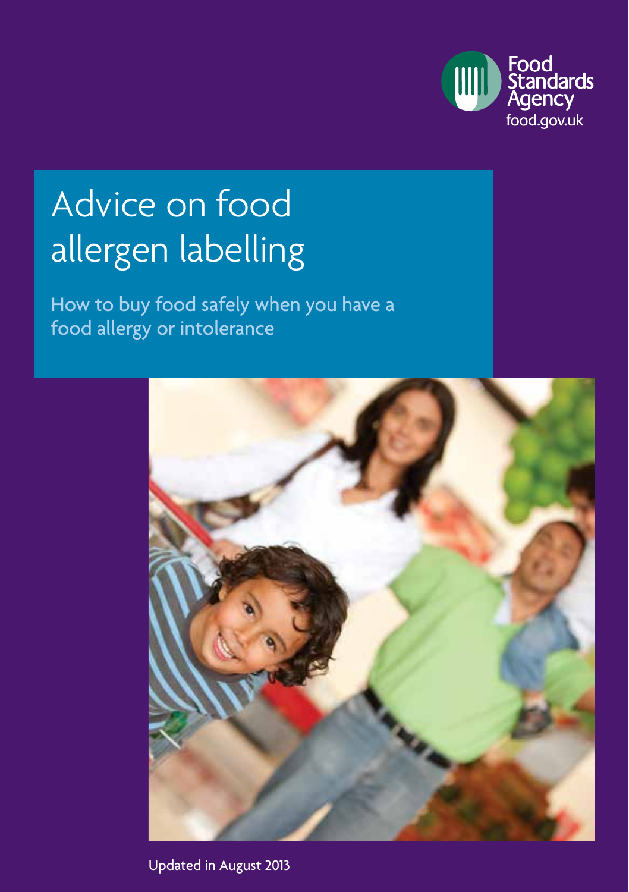Food Standards Agency
food.gov.uk

# Advice on food allergen labelling

## How to buy food safely when you have a food allergy or intolerance

Updated in August 2013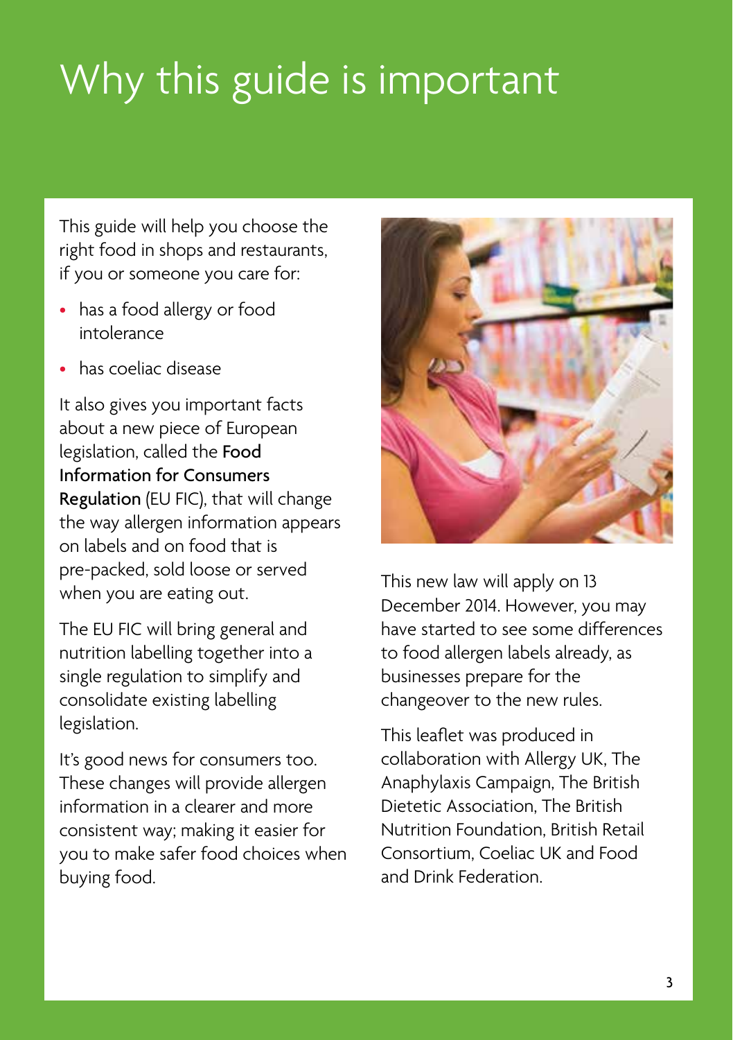# Why this guide is important

This guide will help you choose the right food in shops and restaurants, if you or someone you care for:

- has a food allergy or food intolerance
- has coeliac disease

It also gives you important facts about a new piece of European legislation, called the **Food Information for Consumers Regulation** (EU FIC), that will change the way allergen information appears on labels and on food that is pre-packed, sold loose or served when you are eating out.

The EU FIC will bring general and nutrition labelling together into a single regulation to simplify and consolidate existing labelling legislation.

It's good news for consumers too. These changes will provide allergen information in a clearer and more consistent way; making it easier for you to make safer food choices when buying food.

This new law will apply on 13 December 2014. However, you may have started to see some differences to food allergen labels already, as businesses prepare for the changeover to the new rules.

This leaflet was produced in collaboration with Allergy UK, The Anaphylaxis Campaign, The British Dietetic Association, The British Nutrition Foundation, British Retail Consortium, Coeliac UK and Food and Drink Federation.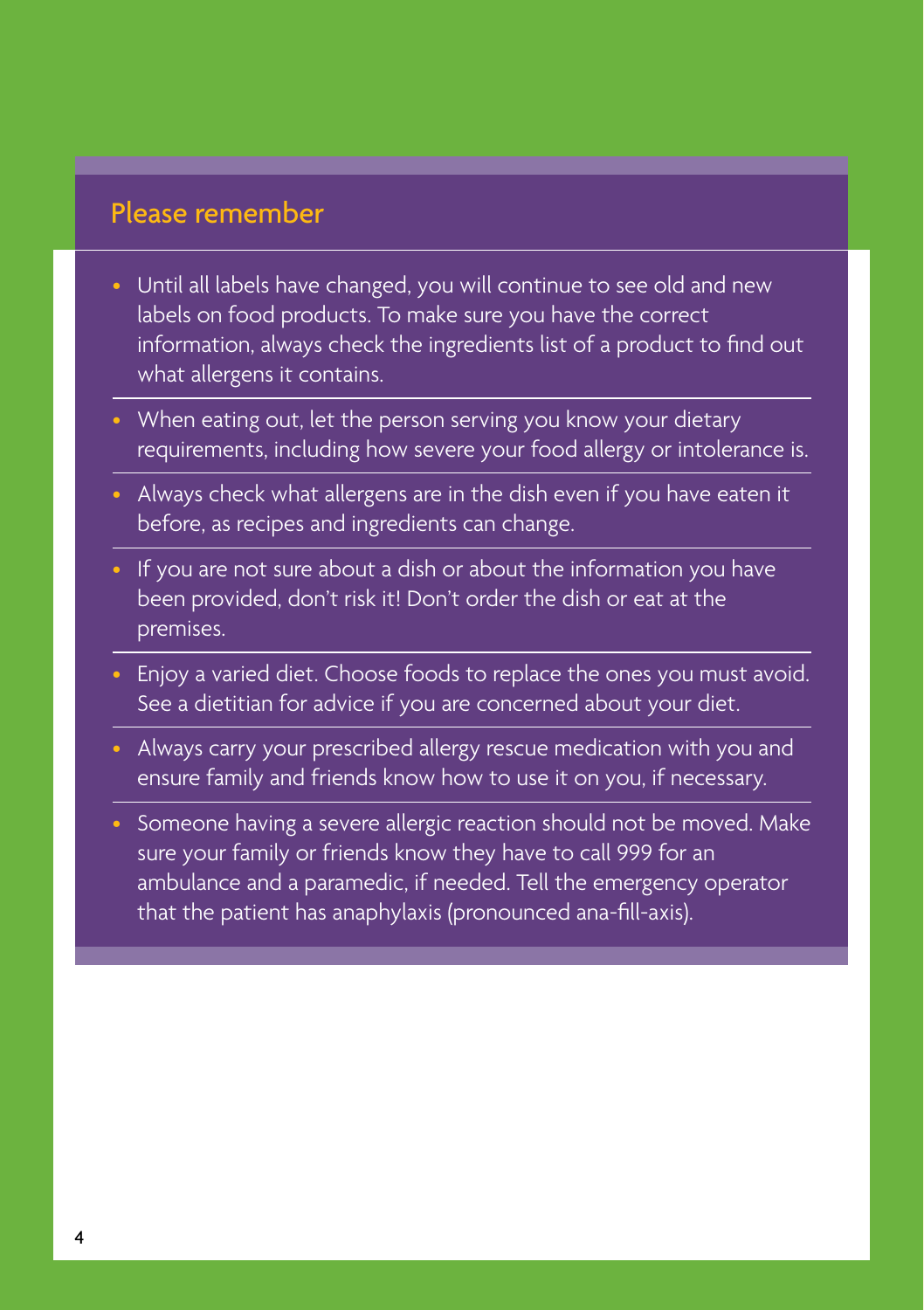## Please remember

- Until all labels have changed, you will continue to see old and new labels on food products. To make sure you have the correct information, always check the ingredients list of a product to find out what allergens it contains.
- When eating out, let the person serving you know your dietary requirements, including how severe your food allergy or intolerance is.
- Always check what allergens are in the dish even if you have eaten it before, as recipes and ingredients can change.
- If you are not sure about a dish or about the information you have been provided, don't risk it! Don't order the dish or eat at the premises.
- Enjoy a varied diet. Choose foods to replace the ones you must avoid. See a dietitian for advice if you are concerned about your diet.
- Always carry your prescribed allergy rescue medication with you and ensure family and friends know how to use it on you, if necessary.
- Someone having a severe allergic reaction should not be moved. Make sure your family or friends know they have to call 999 for an ambulance and a paramedic, if needed. Tell the emergency operator that the patient has anaphylaxis (pronounced ana-fill-axis).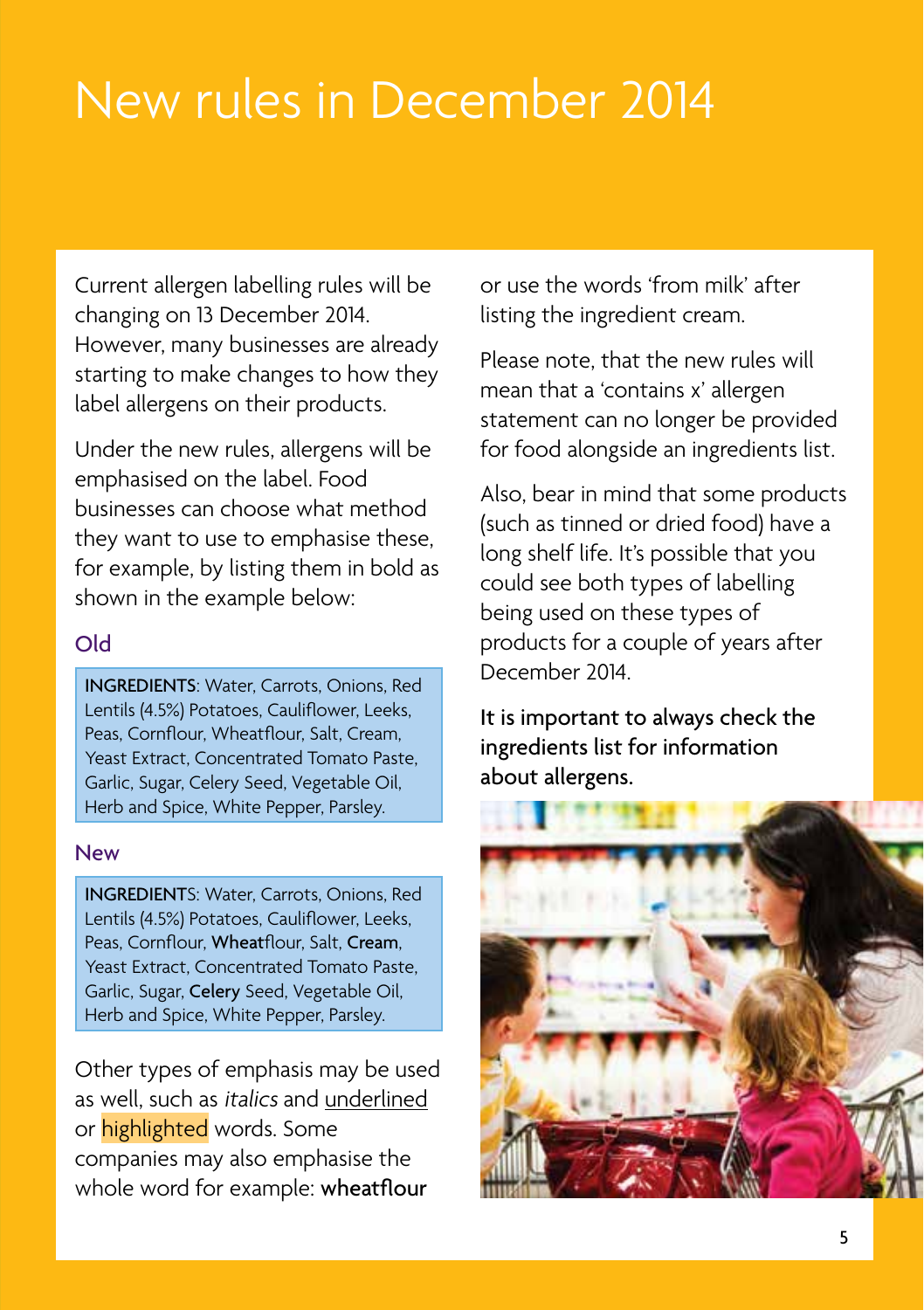# New rules in December 2014

Current allergen labelling rules will be changing on 13 December 2014. However, many businesses are already starting to make changes to how they label allergens on their products.

Under the new rules, allergens will be emphasised on the label. Food businesses can choose what method they want to use to emphasise these, for example, by listing them in bold as shown in the example below:

### Old

**INGREDIENTS**: Water, Carrots, Onions, Red Lentils (4.5%) Potatoes, Cauliflower, Leeks, Peas, Cornflour, Wheatflour, Salt, Cream, Yeast Extract, Concentrated Tomato Paste, Garlic, Sugar, Celery Seed, Vegetable Oil, Herb and Spice, White Pepper, Parsley.

### New

**INGREDIENT**S: Water, Carrots, Onions, Red Lentils (4.5%) Potatoes, Cauliflower, Leeks, Peas, Cornflour, **Wheat**flour, Salt, **Cream**, Yeast Extract, Concentrated Tomato Paste, Garlic, Sugar, **Celery** Seed, Vegetable Oil, Herb and Spice, White Pepper, Parsley.

Other types of emphasis may be used as well, such as *italics* and <u>underlined</u> or highlighted words. Some companies may also emphasise the whole word for example: **wheatflour** or use the words 'from milk' after listing the ingredient cream.

Please note, that the new rules will mean that a 'contains x' allergen statement can no longer be provided for food alongside an ingredients list.

Also, bear in mind that some products (such as tinned or dried food) have a long shelf life. It's possible that you could see both types of labelling being used on these types of products for a couple of years after December 2014.

It is important to always check the ingredients list for information about allergens.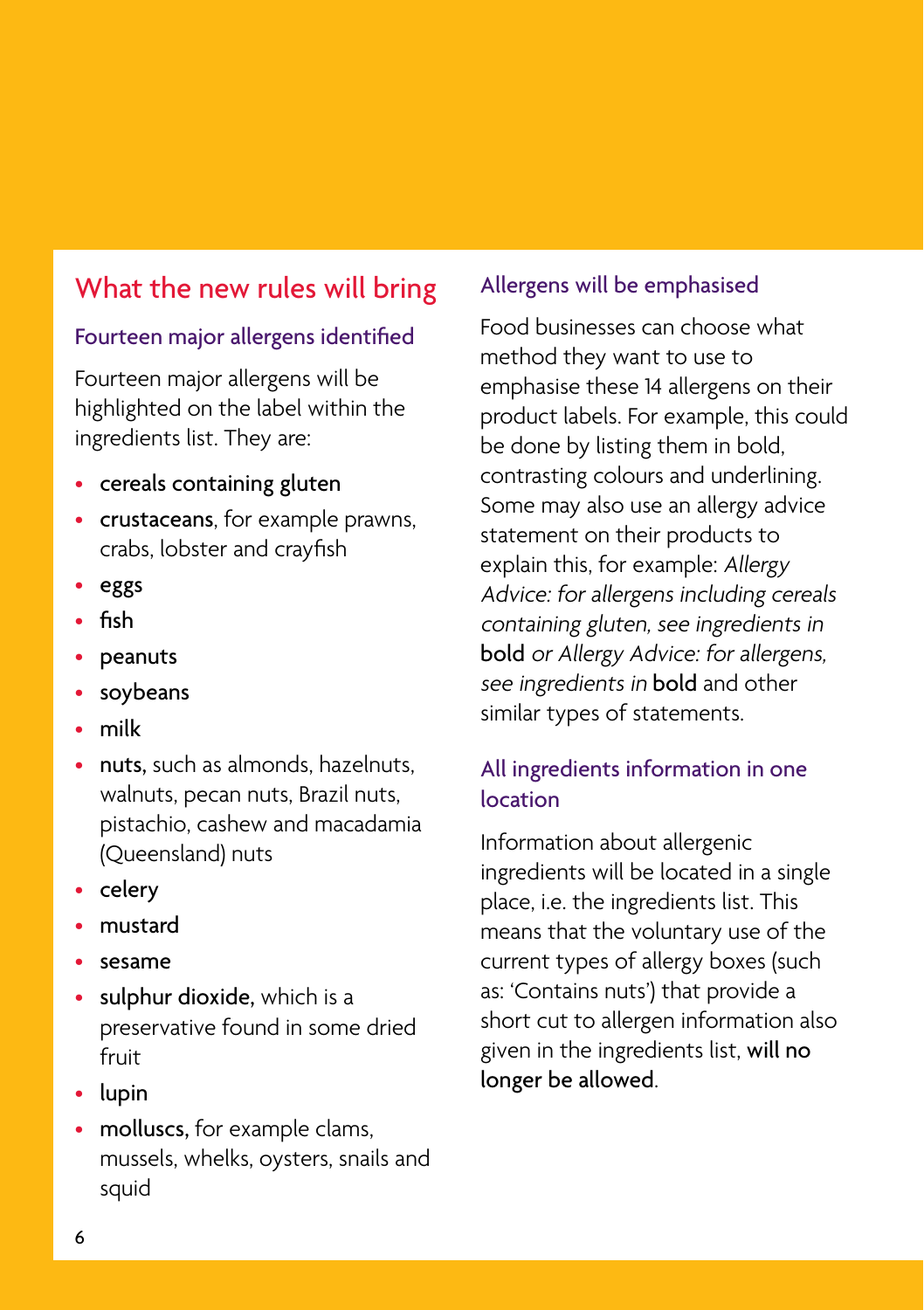## What the new rules will bring

### Fourteen major allergens identified

Fourteen major allergens will be highlighted on the label within the ingredients list. They are:

- **cereals containing gluten**
- **crustaceans**, for example prawns, crabs, lobster and crayfish
- **eggs**
- **fish**
- **peanuts**
- **soybeans**
- **milk**
- **nuts,** such as almonds, hazelnuts, walnuts, pecan nuts, Brazil nuts, pistachio, cashew and macadamia (Queensland) nuts
- **celery**
- **mustard**
- **sesame**
- **sulphur dioxide,** which is a preservative found in some dried fruit
- **lupin**
- **molluscs,** for example clams, mussels, whelks, oysters, snails and squid

### Allergens will be emphasised

Food businesses can choose what method they want to use to emphasise these 14 allergens on their product labels. For example, this could be done by listing them in bold, contrasting colours and underlining. Some may also use an allergy advice statement on their products to explain this, for example: *Allergy Advice: for allergens including cereals containing gluten, see ingredients in* **bold** *or Allergy Advice: for allergens, see ingredients in* **bold** and other similar types of statements.

### All ingredients information in one location

Information about allergenic ingredients will be located in a single place, i.e. the ingredients list. This means that the voluntary use of the current types of allergy boxes (such as: 'Contains nuts') that provide a short cut to allergen information also given in the ingredients list, **will no longer be allowed**.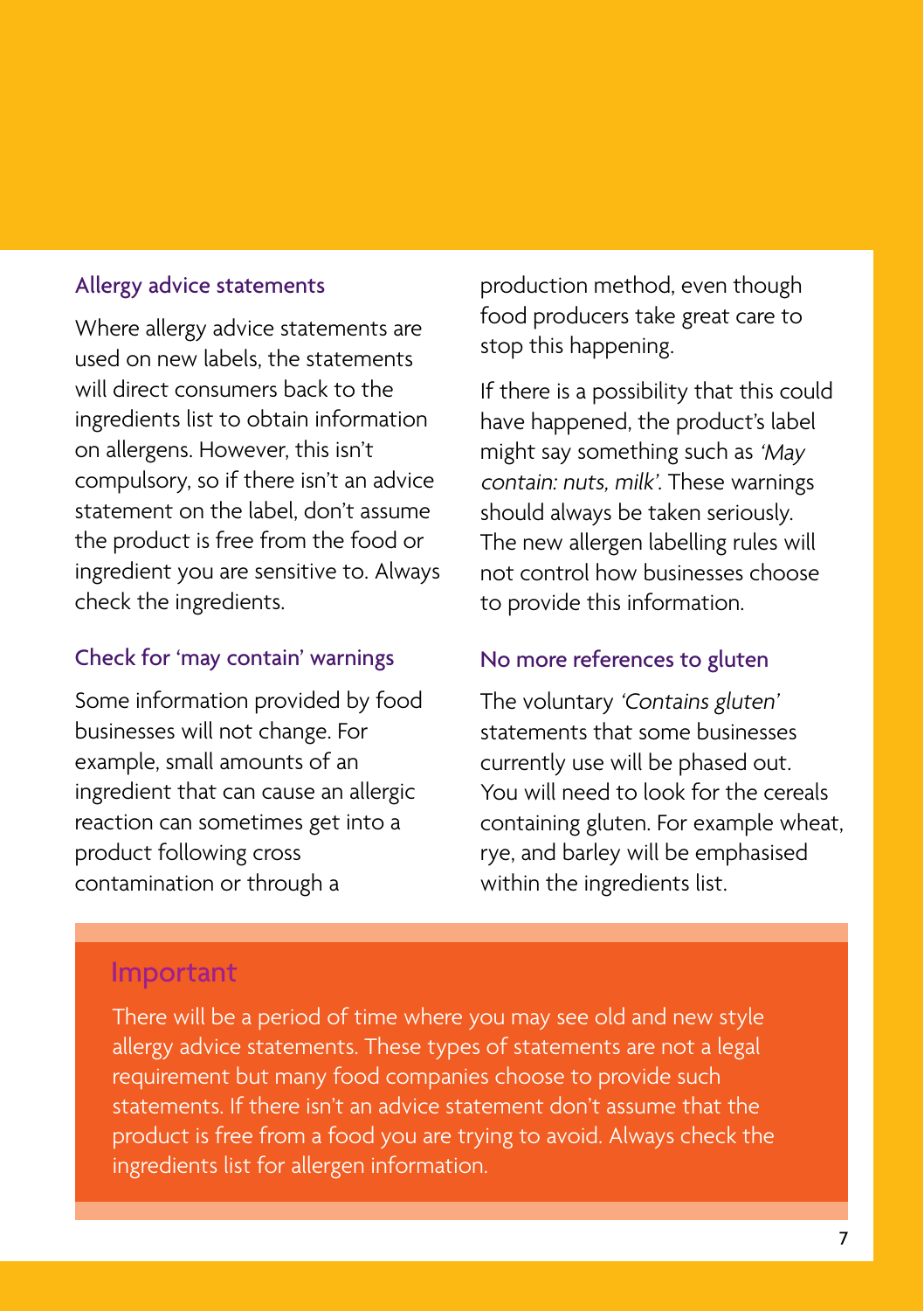### Allergy advice statements

Where allergy advice statements are used on new labels, the statements will direct consumers back to the ingredients list to obtain information on allergens. However, this isn't compulsory, so if there isn't an advice statement on the label, don't assume the product is free from the food or ingredient you are sensitive to. Always check the ingredients.

### Check for 'may contain' warnings

Some information provided by food businesses will not change. For example, small amounts of an ingredient that can cause an allergic reaction can sometimes get into a product following cross contamination or through a production method, even though food producers take great care to stop this happening.

If there is a possibility that this could have happened, the product's label might say something such as *'May contain: nuts, milk'*. These warnings should always be taken seriously. The new allergen labelling rules will not control how businesses choose to provide this information.

### No more references to gluten

The voluntary *'Contains gluten'* statements that some businesses currently use will be phased out. You will need to look for the cereals containing gluten. For example wheat, rye, and barley will be emphasised within the ingredients list.

### Important

There will be a period of time where you may see old and new style allergy advice statements. These types of statements are not a legal requirement but many food companies choose to provide such statements. If there isn't an advice statement don't assume that the product is free from a food you are trying to avoid. Always check the ingredients list for allergen information.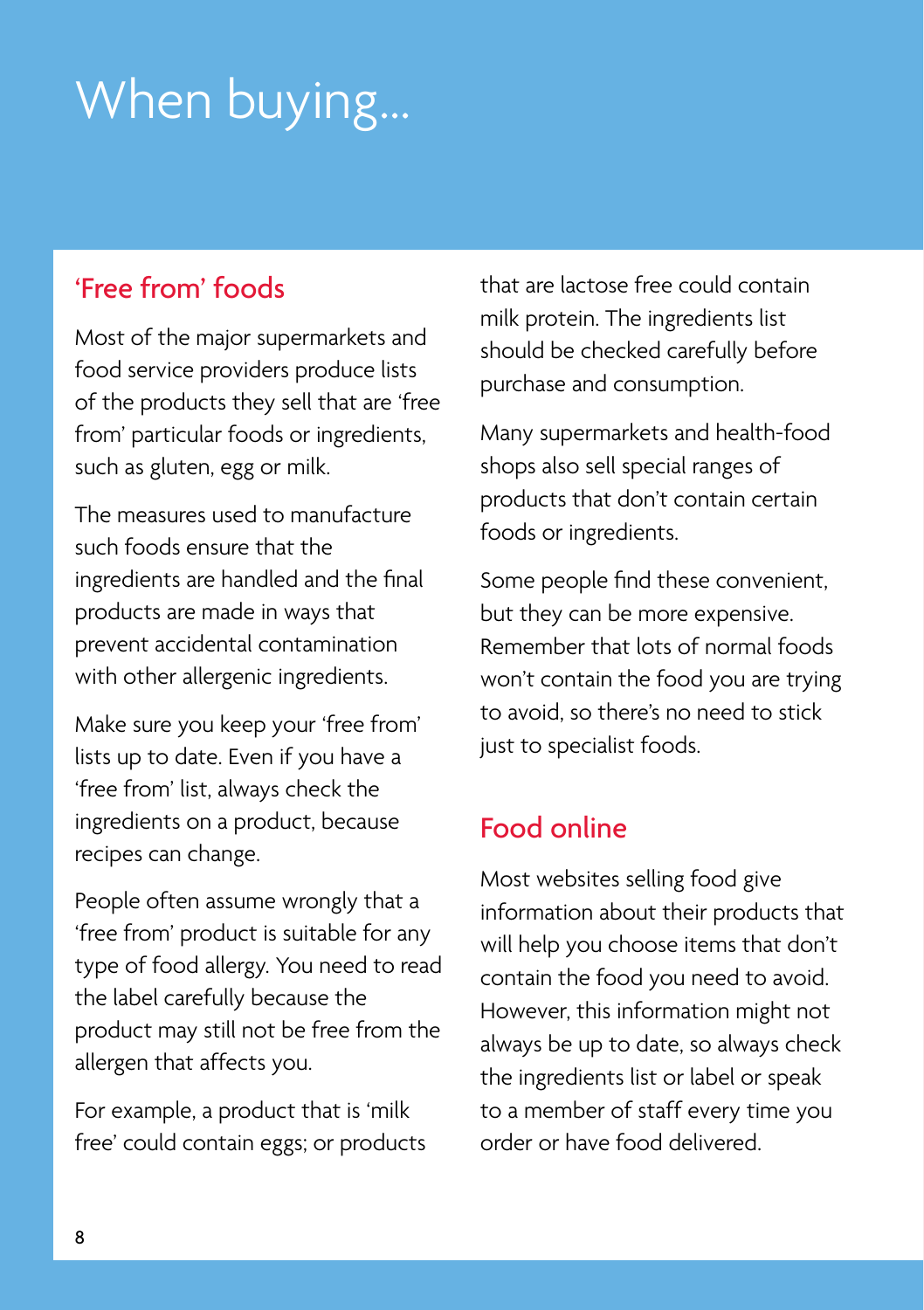# When buying...

## 'Free from' foods

Most of the major supermarkets and food service providers produce lists of the products they sell that are 'free from' particular foods or ingredients, such as gluten, egg or milk.

The measures used to manufacture such foods ensure that the ingredients are handled and the final products are made in ways that prevent accidental contamination with other allergenic ingredients.

Make sure you keep your 'free from' lists up to date. Even if you have a 'free from' list, always check the ingredients on a product, because recipes can change.

People often assume wrongly that a 'free from' product is suitable for any type of food allergy. You need to read the label carefully because the product may still not be free from the allergen that affects you.

For example, a product that is 'milk free' could contain eggs; or products that are lactose free could contain milk protein. The ingredients list should be checked carefully before purchase and consumption.

Many supermarkets and health-food shops also sell special ranges of products that don't contain certain foods or ingredients.

Some people find these convenient, but they can be more expensive. Remember that lots of normal foods won't contain the food you are trying to avoid, so there's no need to stick just to specialist foods.

## Food online

Most websites selling food give information about their products that will help you choose items that don't contain the food you need to avoid. However, this information might not always be up to date, so always check the ingredients list or label or speak to a member of staff every time you order or have food delivered.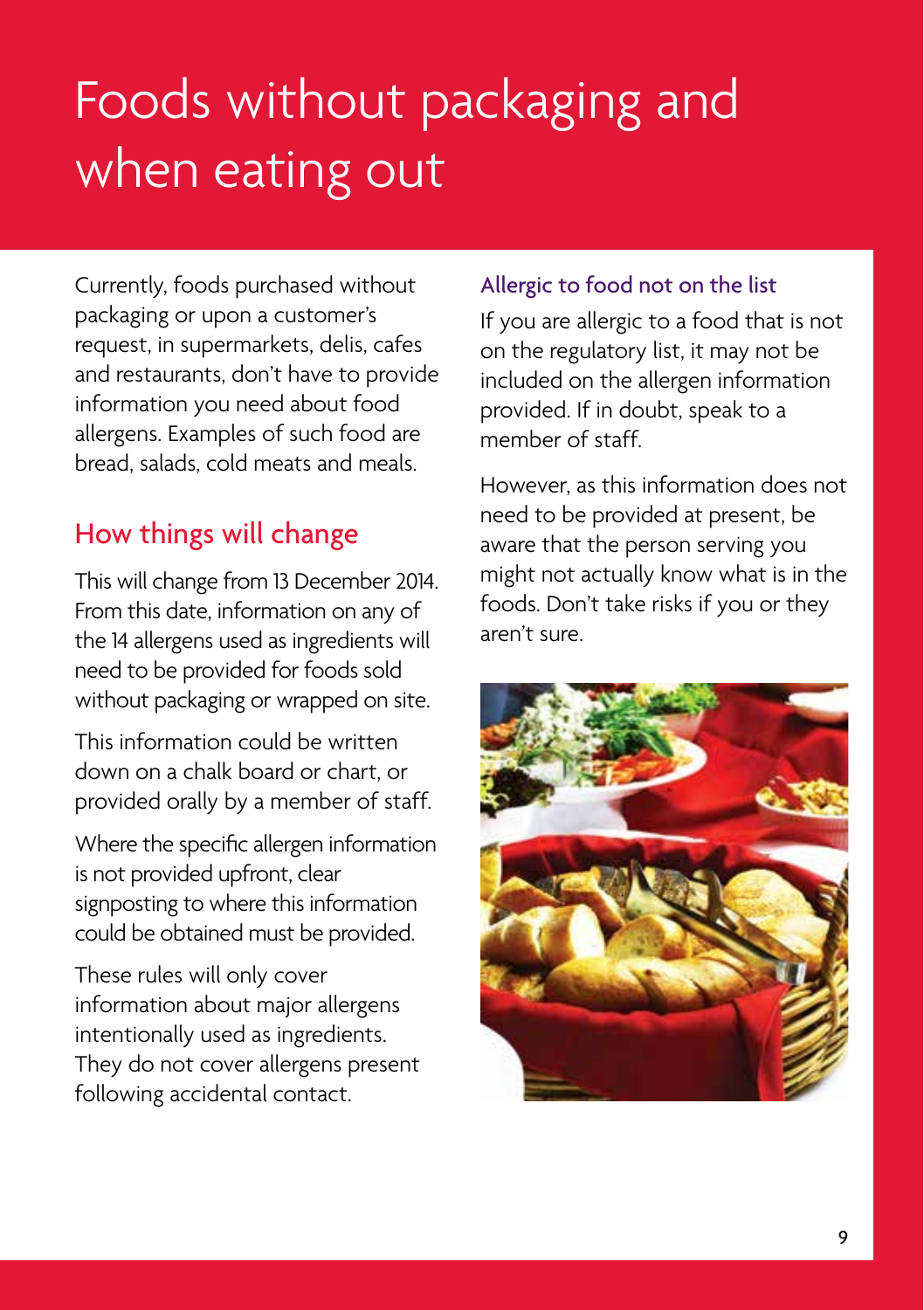# Foods without packaging and when eating out

Currently, foods purchased without packaging or upon a customer's request, in supermarkets, delis, cafes and restaurants, don't have to provide information you need about food allergens. Examples of such food are bread, salads, cold meats and meals.

## How things will change

This will change from 13 December 2014. From this date, information on any of the 14 allergens used as ingredients will need to be provided for foods sold without packaging or wrapped on site.

This information could be written down on a chalk board or chart, or provided orally by a member of staff.

Where the specific allergen information is not provided upfront, clear signposting to where this information could be obtained must be provided.

These rules will only cover information about major allergens intentionally used as ingredients. They do not cover allergens present following accidental contact.

### Allergic to food not on the list

If you are allergic to a food that is not on the regulatory list, it may not be included on the allergen information provided. If in doubt, speak to a member of staff.

However, as this information does not need to be provided at present, be aware that the person serving you might not actually know what is in the foods. Don't take risks if you or they aren't sure.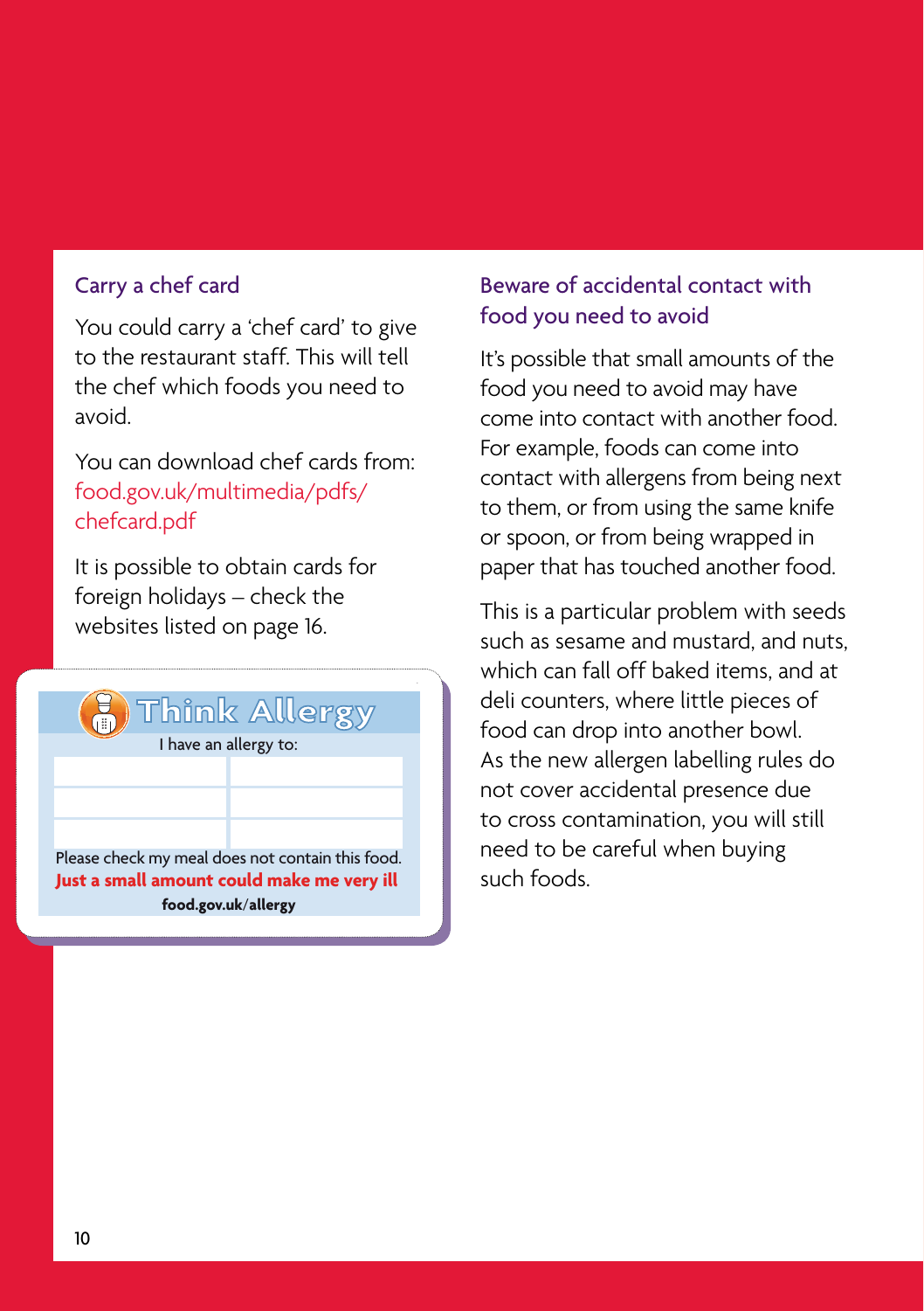## Carry a chef card

You could carry a 'chef card' to give to the restaurant staff. This will tell the chef which foods you need to avoid.

You can download chef cards from: food.gov.uk/multimedia/pdfs/chefcard.pdf

It is possible to obtain cards for foreign holidays – check the websites listed on page 16.

**Think Allergy**

I have an allergy to:

| | |
|---|---|
| | |
| | |
| | |

Please check my meal does not contain this food.

**Just a small amount could make me very ill**

**food.gov.uk/allergy**

## Beware of accidental contact with food you need to avoid

It's possible that small amounts of the food you need to avoid may have come into contact with another food. For example, foods can come into contact with allergens from being next to them, or from using the same knife or spoon, or from being wrapped in paper that has touched another food.

This is a particular problem with seeds such as sesame and mustard, and nuts, which can fall off baked items, and at deli counters, where little pieces of food can drop into another bowl. As the new allergen labelling rules do not cover accidental presence due to cross contamination, you will still need to be careful when buying such foods.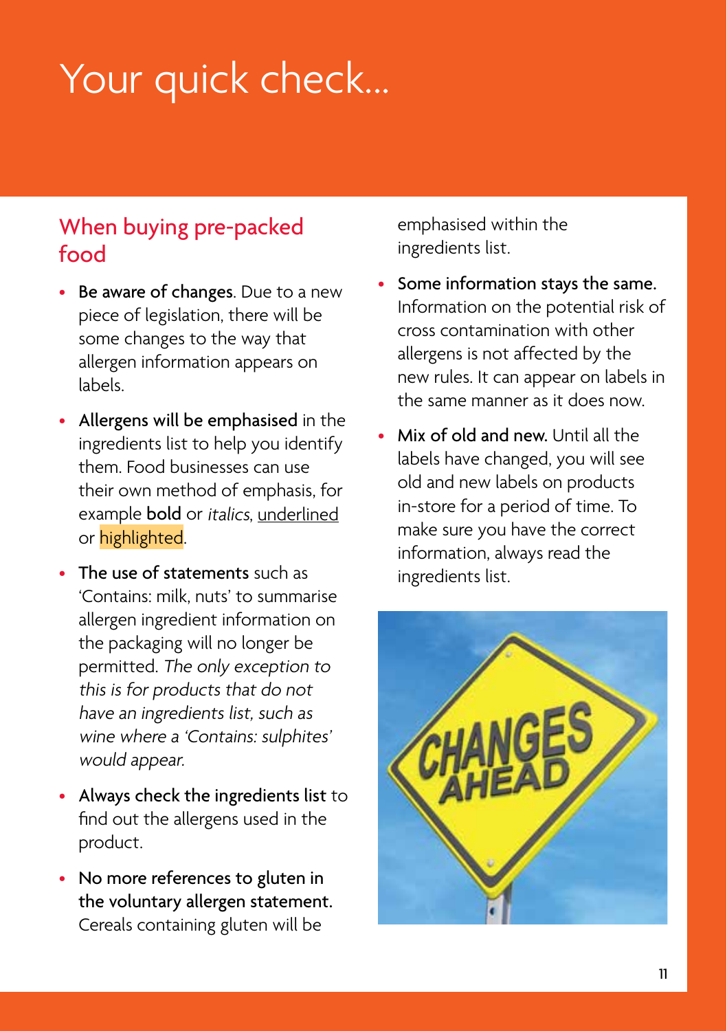# Your quick check...

## When buying pre-packed food

- **Be aware of changes**. Due to a new piece of legislation, there will be some changes to the way that allergen information appears on labels.
- **Allergens will be emphasised** in the ingredients list to help you identify them. Food businesses can use their own method of emphasis, for example **bold** or *italics*, underlined or highlighted.
- **The use of statements** such as 'Contains: milk, nuts' to summarise allergen ingredient information on the packaging will no longer be permitted. *The only exception to this is for products that do not have an ingredients list, such as wine where a 'Contains: sulphites' would appear.*
- **Always check the ingredients list** to find out the allergens used in the product.
- **No more references to gluten in the voluntary allergen statement.** Cereals containing gluten will be emphasised within the ingredients list.
- **Some information stays the same.** Information on the potential risk of cross contamination with other allergens is not affected by the new rules. It can appear on labels in the same manner as it does now.
- **Mix of old and new.** Until all the labels have changed, you will see old and new labels on products in-store for a period of time. To make sure you have the correct information, always read the ingredients list.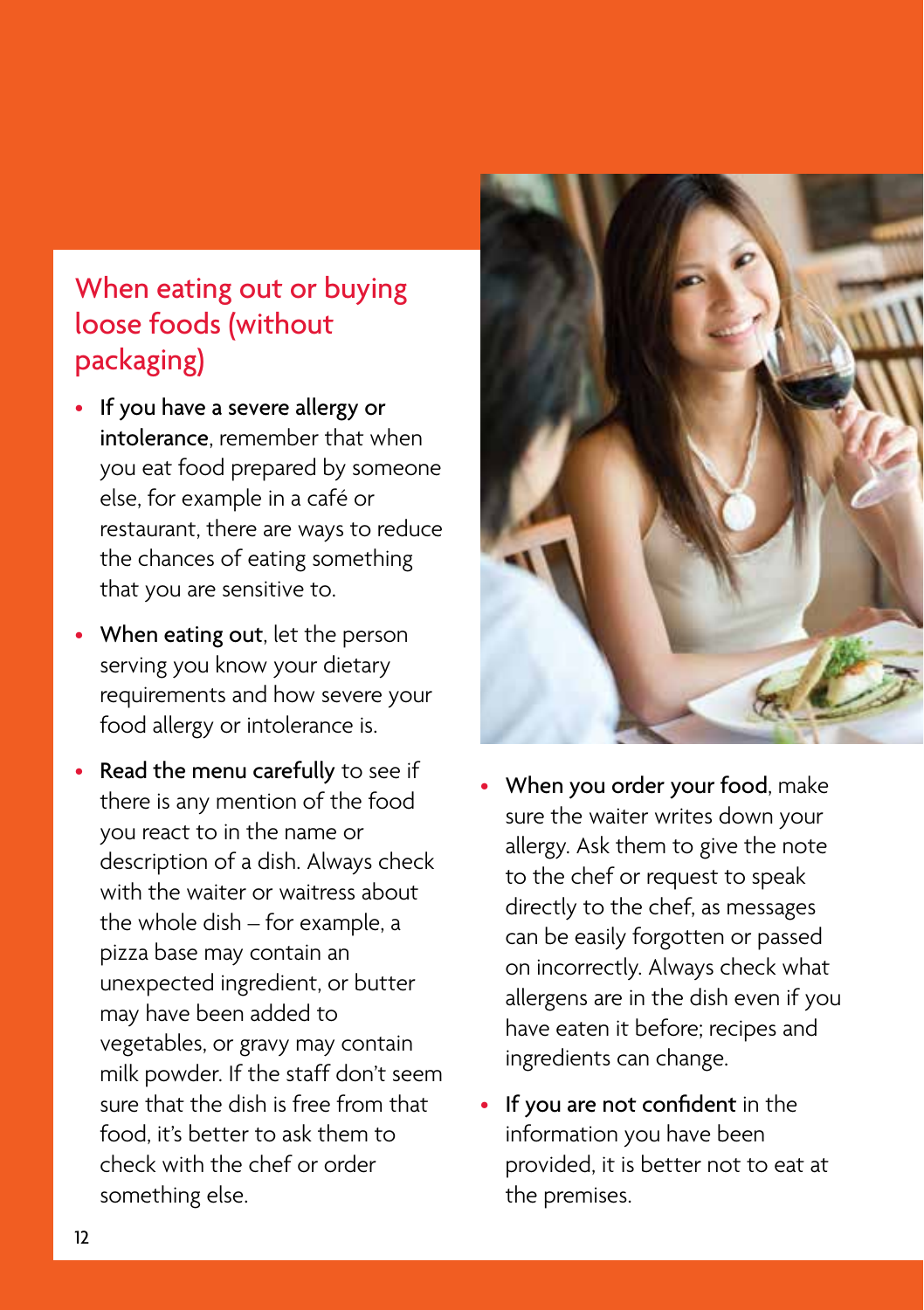## When eating out or buying loose foods (without packaging)

- **If you have a severe allergy or intolerance**, remember that when you eat food prepared by someone else, for example in a café or restaurant, there are ways to reduce the chances of eating something that you are sensitive to.
- **When eating out**, let the person serving you know your dietary requirements and how severe your food allergy or intolerance is.
- **Read the menu carefully** to see if there is any mention of the food you react to in the name or description of a dish. Always check with the waiter or waitress about the whole dish – for example, a pizza base may contain an unexpected ingredient, or butter may have been added to vegetables, or gravy may contain milk powder. If the staff don't seem sure that the dish is free from that food, it's better to ask them to check with the chef or order something else.
- **When you order your food**, make sure the waiter writes down your allergy. Ask them to give the note to the chef or request to speak directly to the chef, as messages can be easily forgotten or passed on incorrectly. Always check what allergens are in the dish even if you have eaten it before; recipes and ingredients can change.
- **If you are not confident** in the information you have been provided, it is better not to eat at the premises.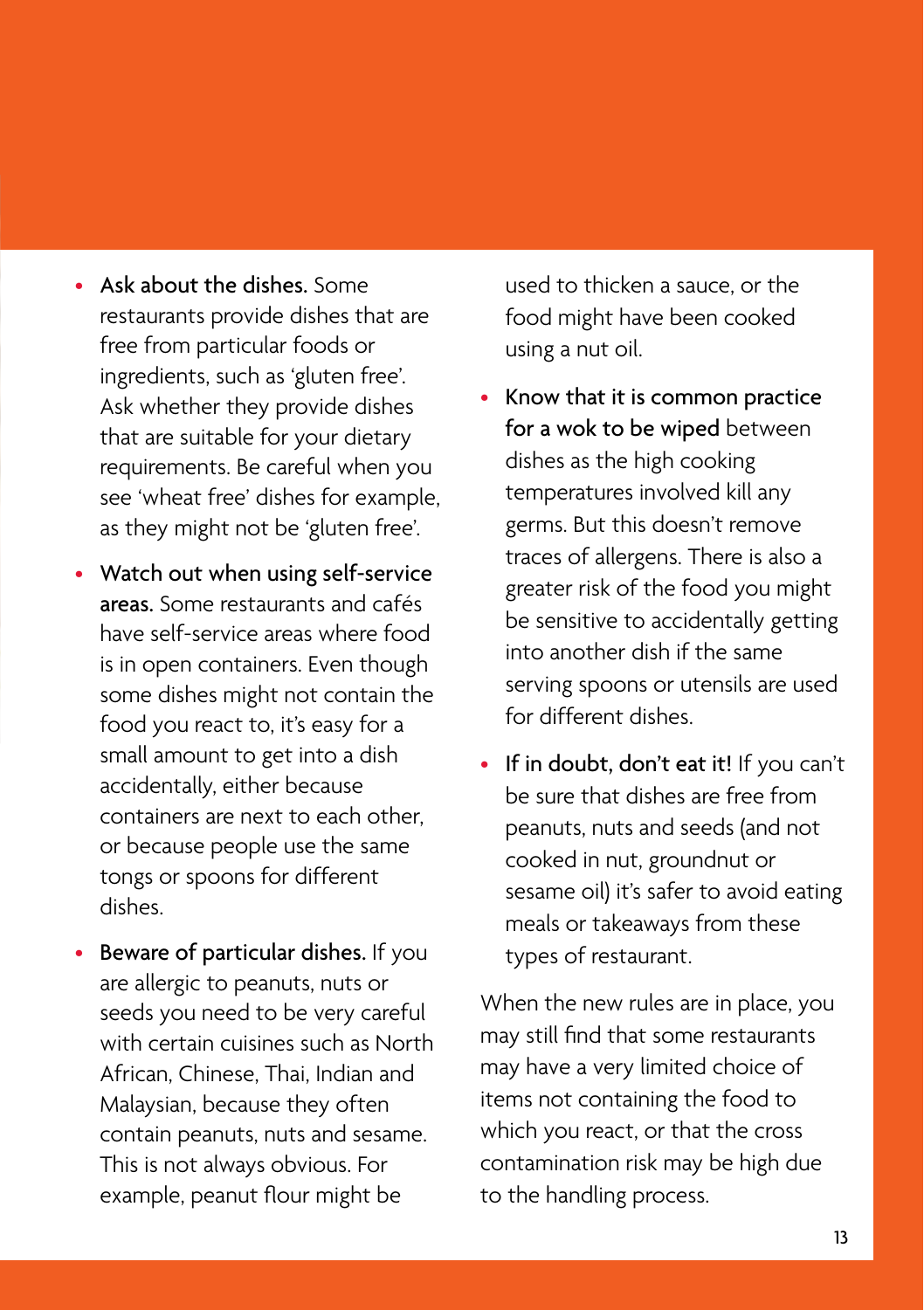- **Ask about the dishes.** Some restaurants provide dishes that are free from particular foods or ingredients, such as 'gluten free'. Ask whether they provide dishes that are suitable for your dietary requirements. Be careful when you see 'wheat free' dishes for example, as they might not be 'gluten free'.
- **Watch out when using self-service areas.** Some restaurants and cafés have self-service areas where food is in open containers. Even though some dishes might not contain the food you react to, it's easy for a small amount to get into a dish accidentally, either because containers are next to each other, or because people use the same tongs or spoons for different dishes.
- **Beware of particular dishes.** If you are allergic to peanuts, nuts or seeds you need to be very careful with certain cuisines such as North African, Chinese, Thai, Indian and Malaysian, because they often contain peanuts, nuts and sesame. This is not always obvious. For example, peanut flour might be used to thicken a sauce, or the food might have been cooked using a nut oil.
- **Know that it is common practice for a wok to be wiped** between dishes as the high cooking temperatures involved kill any germs. But this doesn't remove traces of allergens. There is also a greater risk of the food you might be sensitive to accidentally getting into another dish if the same serving spoons or utensils are used for different dishes.
- **If in doubt, don't eat it!** If you can't be sure that dishes are free from peanuts, nuts and seeds (and not cooked in nut, groundnut or sesame oil) it's safer to avoid eating meals or takeaways from these types of restaurant.

When the new rules are in place, you may still find that some restaurants may have a very limited choice of items not containing the food to which you react, or that the cross contamination risk may be high due to the handling process.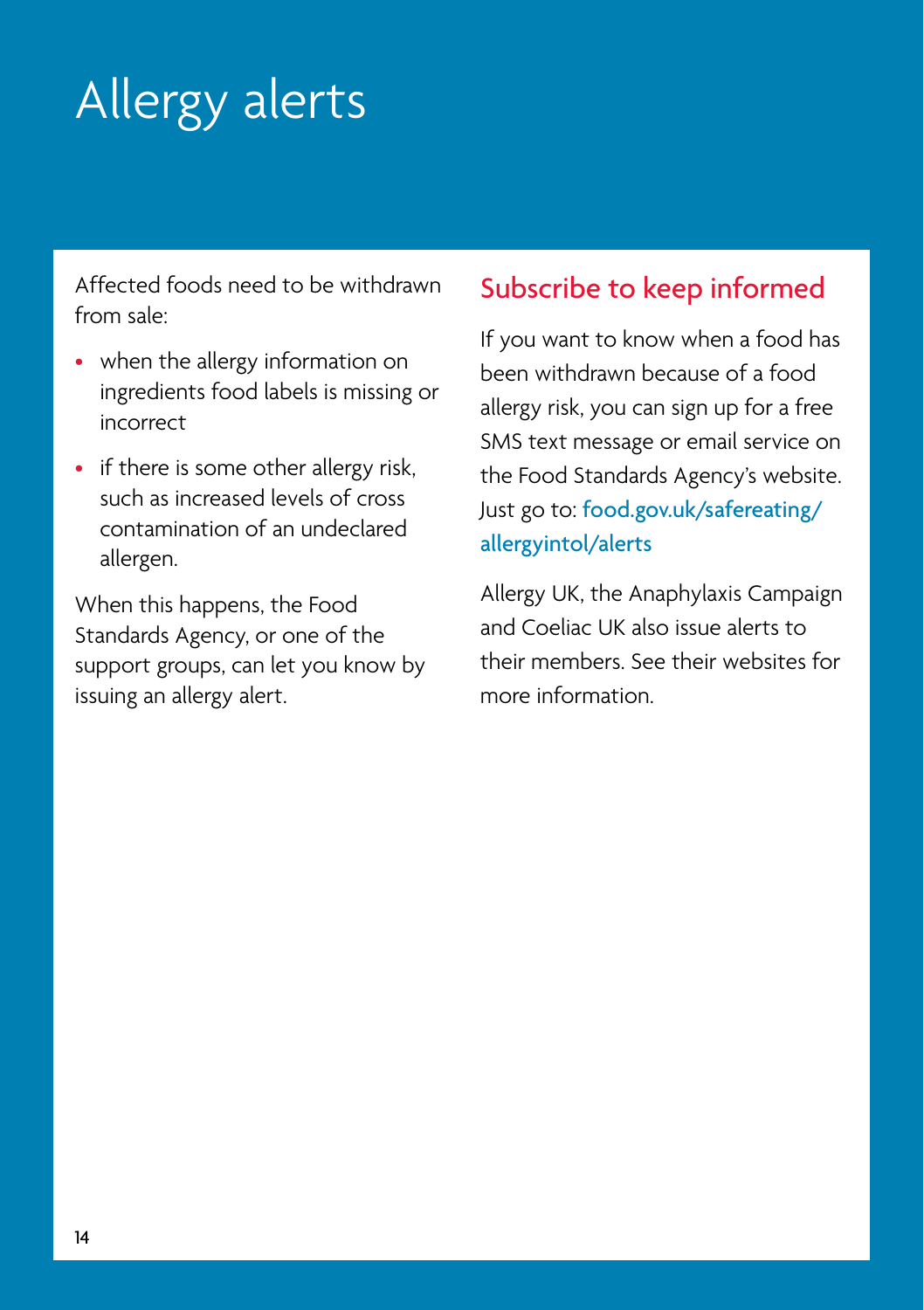# Allergy alerts

Affected foods need to be withdrawn from sale:

- when the allergy information on ingredients food labels is missing or incorrect
- if there is some other allergy risk, such as increased levels of cross contamination of an undeclared allergen.

When this happens, the Food Standards Agency, or one of the support groups, can let you know by issuing an allergy alert.

## Subscribe to keep informed

If you want to know when a food has been withdrawn because of a food allergy risk, you can sign up for a free SMS text message or email service on the Food Standards Agency's website. Just go to: food.gov.uk/safereating/allergyintol/alerts

Allergy UK, the Anaphylaxis Campaign and Coeliac UK also issue alerts to their members. See their websites for more information.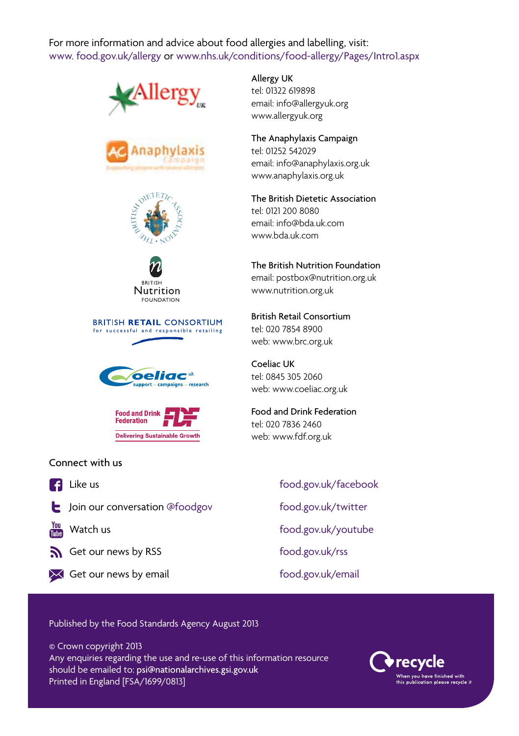For more information and advice about food allergies and labelling, visit:
www. food.gov.uk/allergy or www.nhs.uk/conditions/food-allergy/Pages/Intro1.aspx

Allergy UK
tel: 01322 619898
email: info@allergyuk.org
www.allergyuk.org

The Anaphylaxis Campaign
tel: 01252 542029
email: info@anaphylaxis.org.uk
www.anaphylaxis.org.uk

The British Dietetic Association
tel: 0121 200 8080
email: info@bda.uk.com
www.bda.uk.com

The British Nutrition Foundation
email: postbox@nutrition.org.uk
www.nutrition.org.uk

British Retail Consortium
tel: 020 7854 8900
web: www.brc.org.uk

Coeliac UK
tel: 0845 305 2060
web: www.coeliac.org.uk

Food and Drink Federation
tel: 020 7836 2460
web: www.fdf.org.uk

## Connect with us

| | |
|---|---|
| Like us | food.gov.uk/facebook |
| Join our conversation @foodgov | food.gov.uk/twitter |
| Watch us | food.gov.uk/youtube |
| Get our news by RSS | food.gov.uk/rss |
| Get our news by email | food.gov.uk/email |

Published by the Food Standards Agency August 2013

© Crown copyright 2013
Any enquiries regarding the use and re-use of this information resource should be emailed to: psi@nationalarchives.gsi.gov.uk
Printed in England [FSA/1699/0813]

recycle
When you have finished with this publication please recycle it